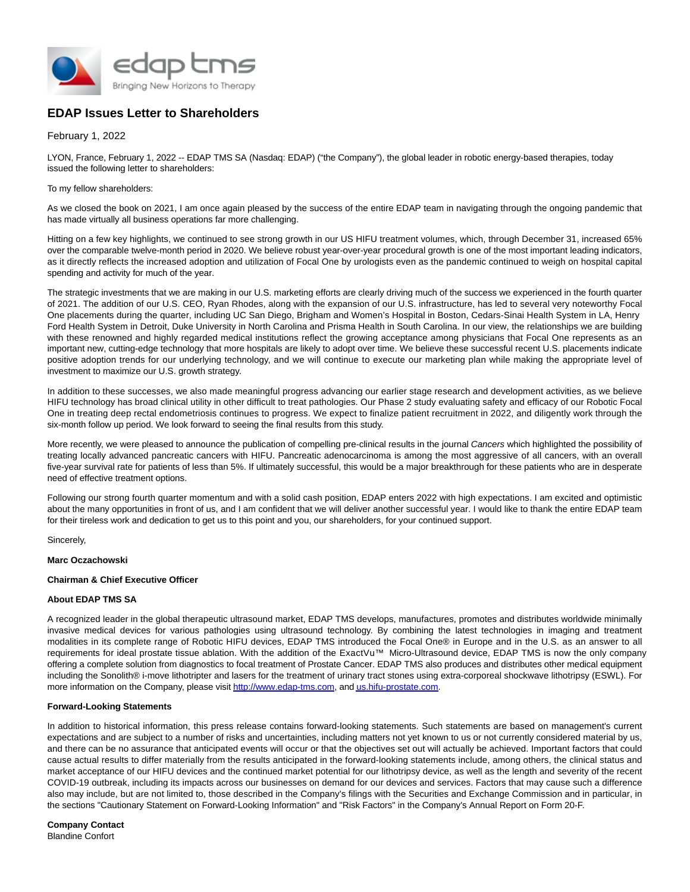edap tms
Bringing New Horizons to Therapy

# EDAP Issues Letter to Shareholders

February 1, 2022

LYON, France, February 1, 2022 -- EDAP TMS SA (Nasdaq: EDAP) ("the Company"), the global leader in robotic energy-based therapies, today issued the following letter to shareholders:

To my fellow shareholders:

As we closed the book on 2021, I am once again pleased by the success of the entire EDAP team in navigating through the ongoing pandemic that has made virtually all business operations far more challenging.

Hitting on a few key highlights, we continued to see strong growth in our US HIFU treatment volumes, which, through December 31, increased 65% over the comparable twelve-month period in 2020. We believe robust year-over-year procedural growth is one of the most important leading indicators, as it directly reflects the increased adoption and utilization of Focal One by urologists even as the pandemic continued to weigh on hospital capital spending and activity for much of the year.

The strategic investments that we are making in our U.S. marketing efforts are clearly driving much of the success we experienced in the fourth quarter of 2021. The addition of our U.S. CEO, Ryan Rhodes, along with the expansion of our U.S. infrastructure, has led to several very noteworthy Focal One placements during the quarter, including UC San Diego, Brigham and Women's Hospital in Boston, Cedars-Sinai Health System in LA, Henry Ford Health System in Detroit, Duke University in North Carolina and Prisma Health in South Carolina. In our view, the relationships we are building with these renowned and highly regarded medical institutions reflect the growing acceptance among physicians that Focal One represents as an important new, cutting-edge technology that more hospitals are likely to adopt over time. We believe these successful recent U.S. placements indicate positive adoption trends for our underlying technology, and we will continue to execute our marketing plan while making the appropriate level of investment to maximize our U.S. growth strategy.

In addition to these successes, we also made meaningful progress advancing our earlier stage research and development activities, as we believe HIFU technology has broad clinical utility in other difficult to treat pathologies. Our Phase 2 study evaluating safety and efficacy of our Robotic Focal One in treating deep rectal endometriosis continues to progress. We expect to finalize patient recruitment in 2022, and diligently work through the six-month follow up period. We look forward to seeing the final results from this study.

More recently, we were pleased to announce the publication of compelling pre-clinical results in the journal *Cancers* which highlighted the possibility of treating locally advanced pancreatic cancers with HIFU. Pancreatic adenocarcinoma is among the most aggressive of all cancers, with an overall five-year survival rate for patients of less than 5%. If ultimately successful, this would be a major breakthrough for these patients who are in desperate need of effective treatment options.

Following our strong fourth quarter momentum and with a solid cash position, EDAP enters 2022 with high expectations. I am excited and optimistic about the many opportunities in front of us, and I am confident that we will deliver another successful year. I would like to thank the entire EDAP team for their tireless work and dedication to get us to this point and you, our shareholders, for your continued support.

Sincerely,

**Marc Oczachowski**

**Chairman & Chief Executive Officer**

**About EDAP TMS SA**

A recognized leader in the global therapeutic ultrasound market, EDAP TMS develops, manufactures, promotes and distributes worldwide minimally invasive medical devices for various pathologies using ultrasound technology. By combining the latest technologies in imaging and treatment modalities in its complete range of Robotic HIFU devices, EDAP TMS introduced the Focal One® in Europe and in the U.S. as an answer to all requirements for ideal prostate tissue ablation. With the addition of the ExactVu™ Micro-Ultrasound device, EDAP TMS is now the only company offering a complete solution from diagnostics to focal treatment of Prostate Cancer. EDAP TMS also produces and distributes other medical equipment including the Sonolith® i-move lithotripter and lasers for the treatment of urinary tract stones using extra-corporeal shockwave lithotripsy (ESWL). For more information on the Company, please visit http://www.edap-tms.com, and us.hifu-prostate.com.

**Forward-Looking Statements**

In addition to historical information, this press release contains forward-looking statements. Such statements are based on management's current expectations and are subject to a number of risks and uncertainties, including matters not yet known to us or not currently considered material by us, and there can be no assurance that anticipated events will occur or that the objectives set out will actually be achieved. Important factors that could cause actual results to differ materially from the results anticipated in the forward-looking statements include, among others, the clinical status and market acceptance of our HIFU devices and the continued market potential for our lithotripsy device, as well as the length and severity of the recent COVID-19 outbreak, including its impacts across our businesses on demand for our devices and services. Factors that may cause such a difference also may include, but are not limited to, those described in the Company's filings with the Securities and Exchange Commission and in particular, in the sections "Cautionary Statement on Forward-Looking Information" and "Risk Factors" in the Company's Annual Report on Form 20-F.

**Company Contact**
Blandine Confort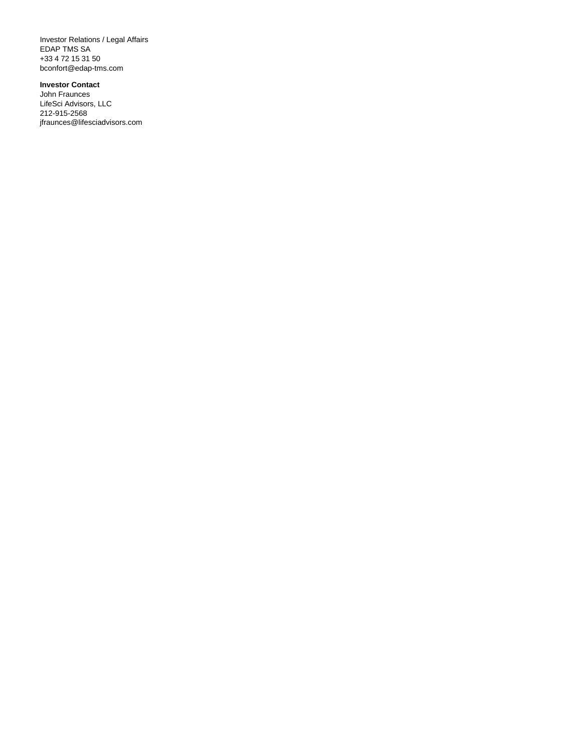Investor Relations / Legal Affairs
EDAP TMS SA
+33 4 72 15 31 50
bconfort@edap-tms.com

**Investor Contact**
John Fraunces
LifeSci Advisors, LLC
212-915-2568
jfraunces@lifesciadvisors.com